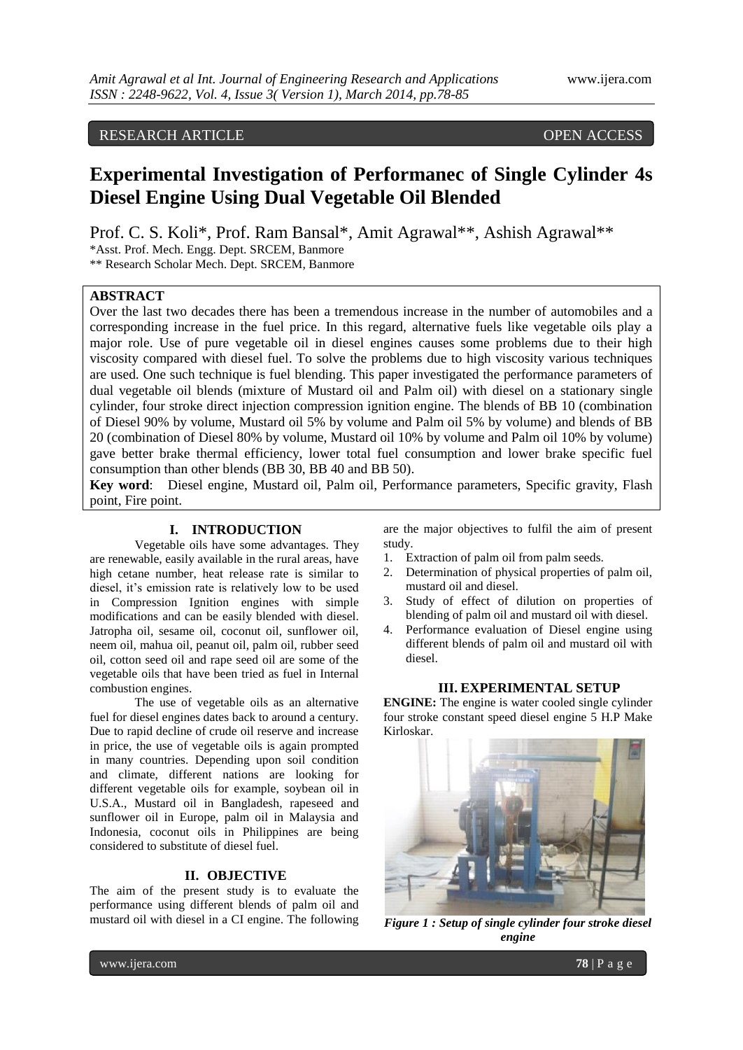RESEARCH ARTICLE OPEN ACCESS

# Experimental Investigation of Performanec of Single Cylinder 4s Diesel Engine Using Dual Vegetable Oil Blended

Prof. C. S. Koli*, Prof. Ram Bansal*, Amit Agrawal**, Ashish Agrawal**

*Asst. Prof. Mech. Engg. Dept. SRCEM, Banmore
** Research Scholar Mech. Dept. SRCEM, Banmore

## ABSTRACT

Over the last two decades there has been a tremendous increase in the number of automobiles and a corresponding increase in the fuel price. In this regard, alternative fuels like vegetable oils play a major role. Use of pure vegetable oil in diesel engines causes some problems due to their high viscosity compared with diesel fuel. To solve the problems due to high viscosity various techniques are used. One such technique is fuel blending. This paper investigated the performance parameters of dual vegetable oil blends (mixture of Mustard oil and Palm oil) with diesel on a stationary single cylinder, four stroke direct injection compression ignition engine. The blends of BB 10 (combination of Diesel 90% by volume, Mustard oil 5% by volume and Palm oil 5% by volume) and blends of BB 20 (combination of Diesel 80% by volume, Mustard oil 10% by volume and Palm oil 10% by volume) gave better brake thermal efficiency, lower total fuel consumption and lower brake specific fuel consumption than other blends (BB 30, BB 40 and BB 50).

**Key word**: Diesel engine, Mustard oil, Palm oil, Performance parameters, Specific gravity, Flash point, Fire point.

## I. INTRODUCTION

Vegetable oils have some advantages. They are renewable, easily available in the rural areas, have high cetane number, heat release rate is similar to diesel, it's emission rate is relatively low to be used in Compression Ignition engines with simple modifications and can be easily blended with diesel. Jatropha oil, sesame oil, coconut oil, sunflower oil, neem oil, mahua oil, peanut oil, palm oil, rubber seed oil, cotton seed oil and rape seed oil are some of the vegetable oils that have been tried as fuel in Internal combustion engines.

The use of vegetable oils as an alternative fuel for diesel engines dates back to around a century. Due to rapid decline of crude oil reserve and increase in price, the use of vegetable oils is again prompted in many countries. Depending upon soil condition and climate, different nations are looking for different vegetable oils for example, soybean oil in U.S.A., Mustard oil in Bangladesh, rapeseed and sunflower oil in Europe, palm oil in Malaysia and Indonesia, coconut oils in Philippines are being considered to substitute of diesel fuel.

## II. OBJECTIVE

The aim of the present study is to evaluate the performance using different blends of palm oil and mustard oil with diesel in a CI engine. The following are the major objectives to fulfil the aim of present study.

1. Extraction of palm oil from palm seeds.
2. Determination of physical properties of palm oil, mustard oil and diesel.
3. Study of effect of dilution on properties of blending of palm oil and mustard oil with diesel.
4. Performance evaluation of Diesel engine using different blends of palm oil and mustard oil with diesel.

## III. EXPERIMENTAL SETUP

**ENGINE:** The engine is water cooled single cylinder four stroke constant speed diesel engine 5 H.P Make Kirloskar.

*Figure 1 : Setup of single cylinder four stroke diesel engine*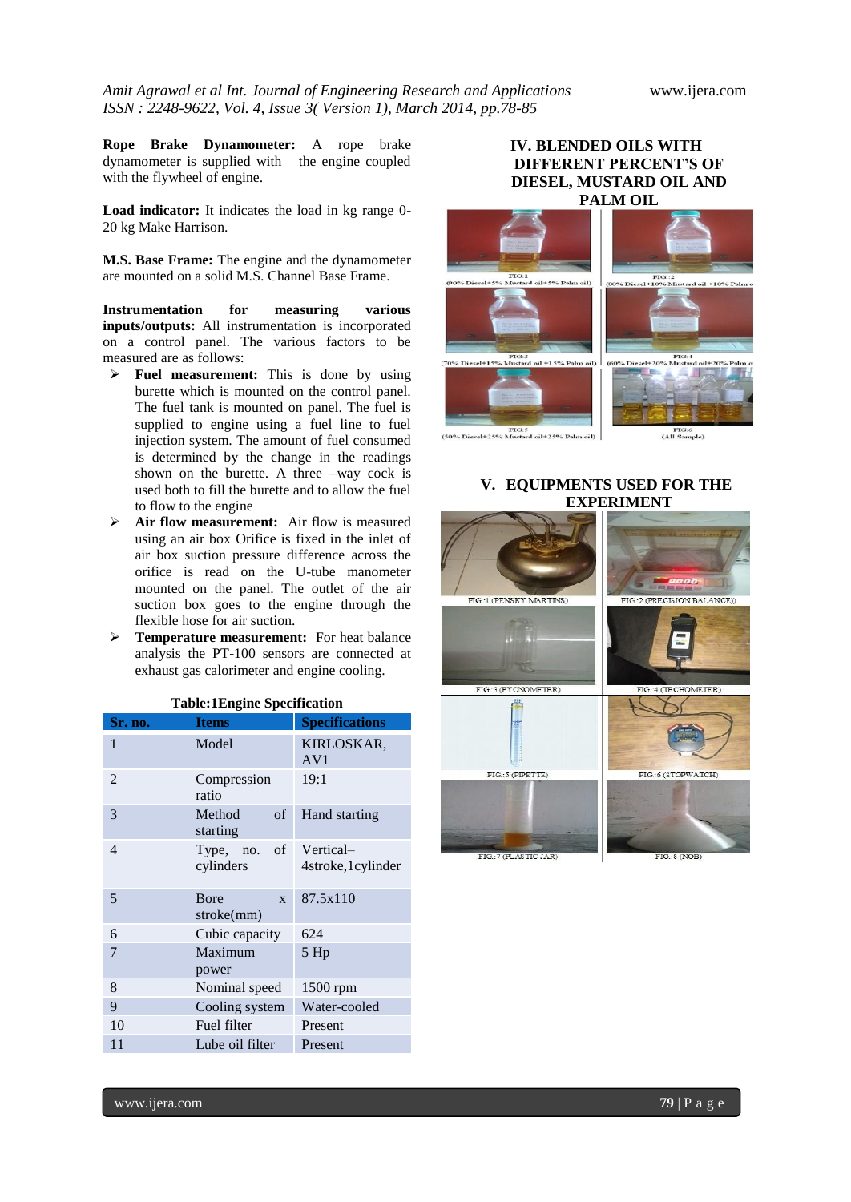**Rope Brake Dynamometer:** A rope brake dynamometer is supplied with the engine coupled with the flywheel of engine.

**Load indicator:** It indicates the load in kg range 0-20 kg Make Harrison.

**M.S. Base Frame:** The engine and the dynamometer are mounted on a solid M.S. Channel Base Frame.

**Instrumentation for measuring various inputs/outputs:** All instrumentation is incorporated on a control panel. The various factors to be measured are as follows:

- **Fuel measurement:** This is done by using burette which is mounted on the control panel. The fuel tank is mounted on panel. The fuel is supplied to engine using a fuel line to fuel injection system. The amount of fuel consumed is determined by the change in the readings shown on the burette. A three –way cock is used both to fill the burette and to allow the fuel to flow to the engine
- **Air flow measurement:** Air flow is measured using an air box Orifice is fixed in the inlet of air box suction pressure difference across the orifice is read on the U-tube manometer mounted on the panel. The outlet of the air suction box goes to the engine through the flexible hose for air suction.
- **Temperature measurement:** For heat balance analysis the PT-100 sensors are connected at exhaust gas calorimeter and engine cooling.

**Table:1Engine Specification**

| Sr. no. | Items | Specifications |
|---|---|---|
| 1 | Model | KIRLOSKAR, AV1 |
| 2 | Compression ratio | 19:1 |
| 3 | Method of starting | Hand starting |
| 4 | Type, no. of cylinders | Vertical–4stroke,1cylinder |
| 5 | Bore x stroke(mm) | 87.5x110 |
| 6 | Cubic capacity | 624 |
| 7 | Maximum power | 5 Hp |
| 8 | Nominal speed | 1500 rpm |
| 9 | Cooling system | Water-cooled |
| 10 | Fuel filter | Present |
| 11 | Lube oil filter | Present |

## IV. BLENDED OILS WITH DIFFERENT PERCENT'S OF DIESEL, MUSTARD OIL AND PALM OIL

FIG:1 (90% Diesel+5% Mustard oil+5% Palm oil)

FIG:2 (80% Diesel+10% Mustard oil +10% Palm oil)

FIG:3 (70% Diesel+15% Mustard oil +15% Palm oil)

FIG:4 (60% Diesel+20% Mustard oil+20% Palm oil)

FIG:5 (50% Diesel+25% Mustard oil+25% Palm oil)

FIG:6 (All Sample)

## V. EQUIPMENTS USED FOR THE EXPERIMENT

FIG.:1 (PENSKY MARTINS)

FIG.:2 (PRECISION BALANCE))

FIG.:3 (PYCNOMETER)

FIG.:4 (TECHOMETER)

FIG.:5 (PIPETTE)

FIG.:6 (STOPWATCH)

FIG.:7 (PLASTIC JAR)

FIG.:8 (NOB)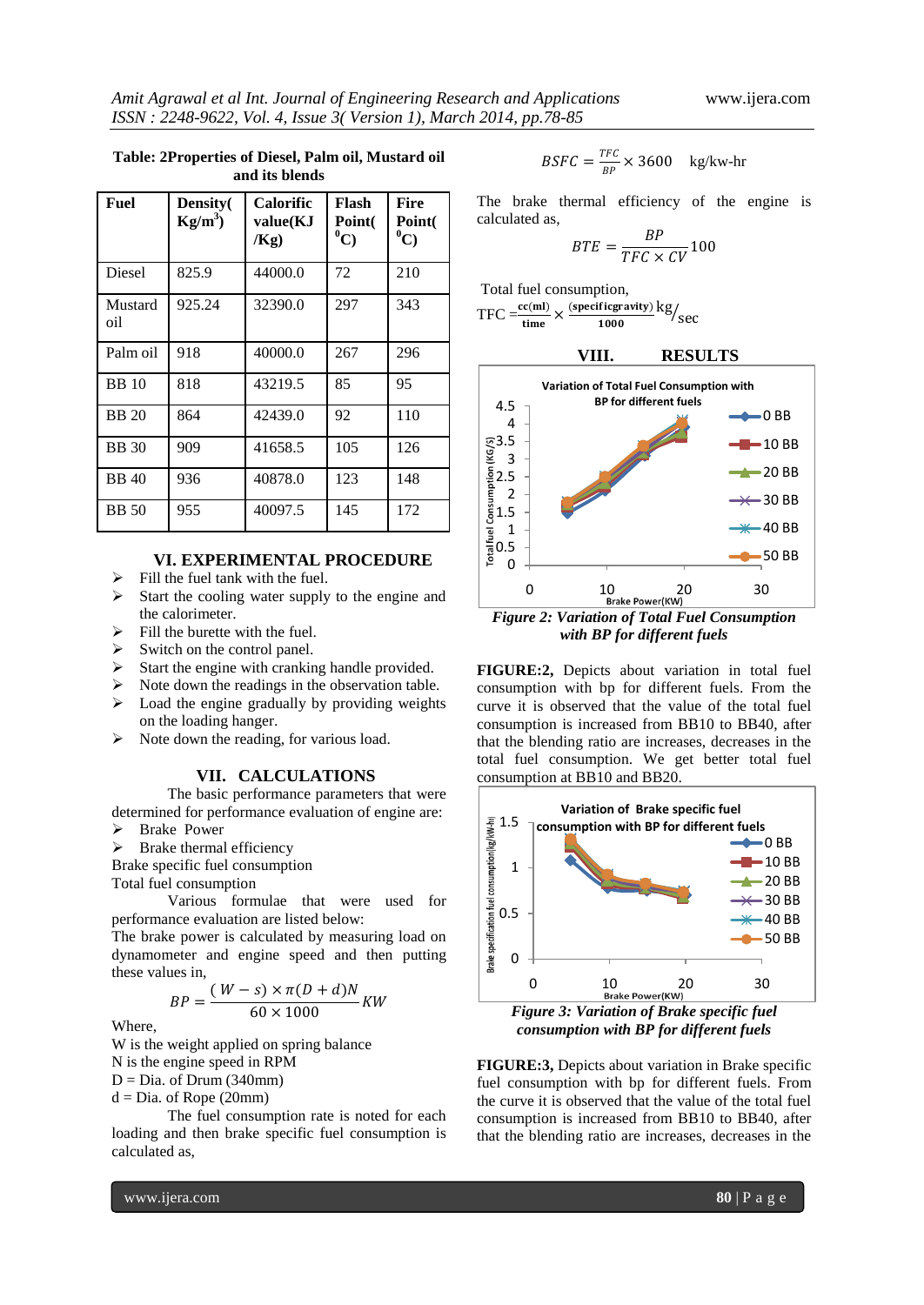**Table: 2Properties of Diesel, Palm oil, Mustard oil and its blends**

| Fuel | Density( Kg/m$^3$) | Calorific value(KJ /Kg) | Flash Point( $^0$C) | Fire Point( $^0$C) |
|---|---|---|---|---|
| Diesel | 825.9 | 44000.0 | 72 | 210 |
| Mustard oil | 925.24 | 32390.0 | 297 | 343 |
| Palm oil | 918 | 40000.0 | 267 | 296 |
| BB 10 | 818 | 43219.5 | 85 | 95 |
| BB 20 | 864 | 42439.0 | 92 | 110 |
| BB 30 | 909 | 41658.5 | 105 | 126 |
| BB 40 | 936 | 40878.0 | 123 | 148 |
| BB 50 | 955 | 40097.5 | 145 | 172 |

## VI. EXPERIMENTAL PROCEDURE

- Fill the fuel tank with the fuel.
- Start the cooling water supply to the engine and the calorimeter.
- Fill the burette with the fuel.
- Switch on the control panel.
- Start the engine with cranking handle provided.
- Note down the readings in the observation table.
- Load the engine gradually by providing weights on the loading hanger.
- Note down the reading, for various load.

## VII. CALCULATIONS

The basic performance parameters that were determined for performance evaluation of engine are:

- Brake Power
- Brake thermal efficiency

Brake specific fuel consumption
Total fuel consumption

Various formulae that were used for performance evaluation are listed below:
The brake power is calculated by measuring load on dynamometer and engine speed and then putting these values in,

$$BP = \frac{(W - s) \times \pi(D + d)N}{60 \times 1000} KW$$

Where,
W is the weight applied on spring balance
N is the engine speed in RPM
D = Dia. of Drum (340mm)
d = Dia. of Rope (20mm)

The fuel consumption rate is noted for each loading and then brake specific fuel consumption is calculated as,

$$BSFC = \frac{TFC}{BP} \times 3600 \quad \text{kg/kw-hr}$$

The brake thermal efficiency of the engine is calculated as,

$$BTE = \frac{BP}{TFC \times CV} 100$$

Total fuel consumption,

$$TFC = \frac{cc(ml)}{time} \times \frac{(specific gravity)}{1000} kg/_{sec}$$

## VIII. RESULTS

*Figure 2: Variation of Total Fuel Consumption with BP for different fuels*

**FIGURE:2,** Depicts about variation in total fuel consumption with bp for different fuels. From the curve it is observed that the value of the total fuel consumption is increased from BB10 to BB40, after that the blending ratio are increases, decreases in the total fuel consumption. We get better total fuel consumption at BB10 and BB20.

*Figure 3: Variation of Brake specific fuel consumption with BP for different fuels*

**FIGURE:3,** Depicts about variation in Brake specific fuel consumption with bp for different fuels. From the curve it is observed that the value of the total fuel consumption is increased from BB10 to BB40, after that the blending ratio are increases, decreases in the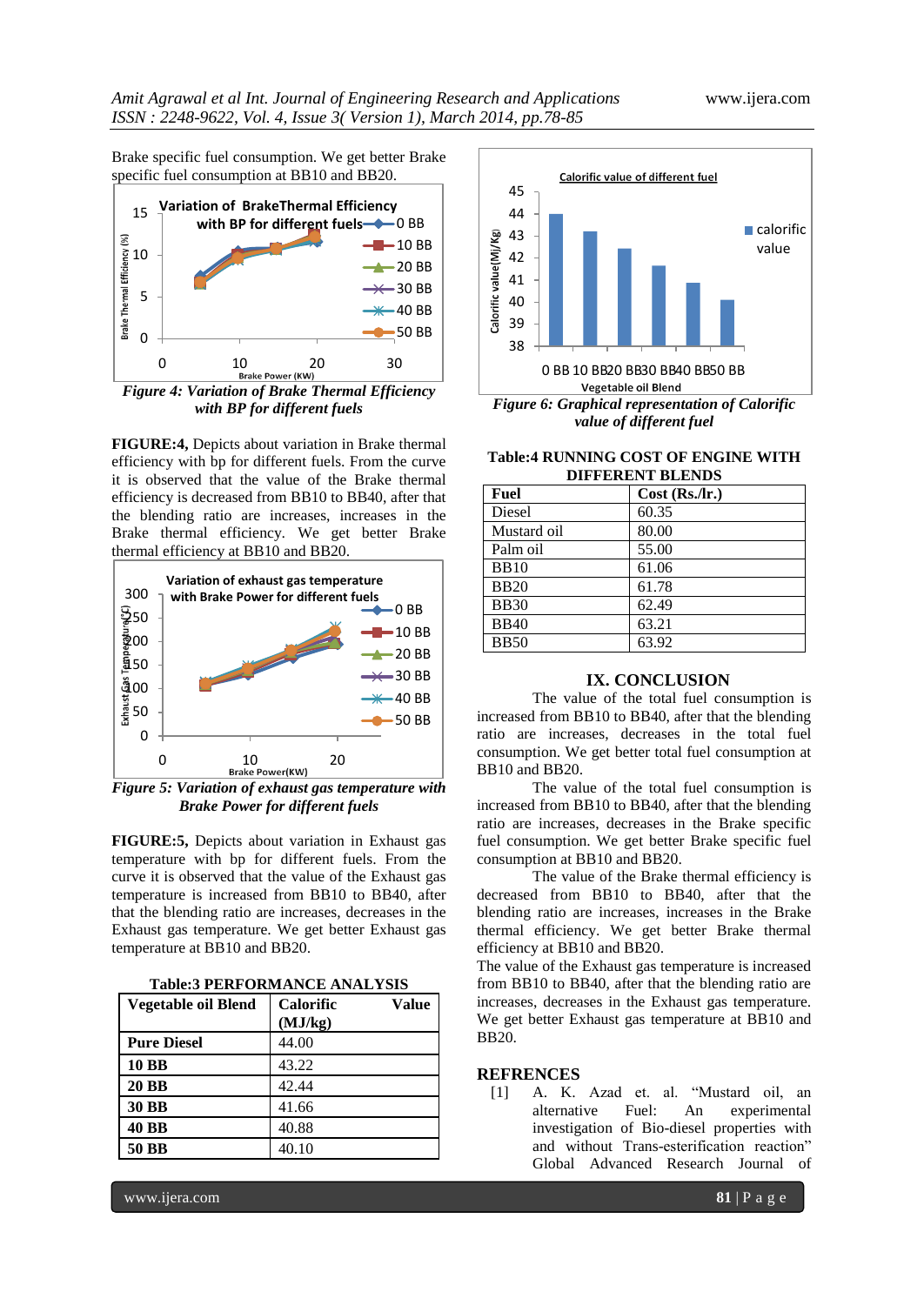Brake specific fuel consumption. We get better Brake specific fuel consumption at BB10 and BB20.

*Figure 4: Variation of Brake Thermal Efficiency with BP for different fuels*

**FIGURE:4,** Depicts about variation in Brake thermal efficiency with bp for different fuels. From the curve it is observed that the value of the Brake thermal efficiency is decreased from BB10 to BB40, after that the blending ratio are increases, increases in the Brake thermal efficiency. We get better Brake thermal efficiency at BB10 and BB20.

*Figure 5: Variation of exhaust gas temperature with Brake Power for different fuels*

**FIGURE:5,** Depicts about variation in Exhaust gas temperature with bp for different fuels. From the curve it is observed that the value of the Exhaust gas temperature is increased from BB10 to BB40, after that the blending ratio are increases, decreases in the Exhaust gas temperature. We get better Exhaust gas temperature at BB10 and BB20.

**Table:3 PERFORMANCE ANALYSIS**

| Vegetable oil Blend | Calorific Value (MJ/kg) |
|---|---|
| **Pure Diesel** | 44.00 |
| **10 BB** | 43.22 |
| **20 BB** | 42.44 |
| **30 BB** | 41.66 |
| **40 BB** | 40.88 |
| **50 BB** | 40.10 |

*Figure 6: Graphical representation of Calorific value of different fuel*

**Table:4 RUNNING COST OF ENGINE WITH DIFFERENT BLENDS**

| Fuel | Cost (Rs./lr.) |
|---|---|
| Diesel | 60.35 |
| Mustard oil | 80.00 |
| Palm oil | 55.00 |
| BB10 | 61.06 |
| BB20 | 61.78 |
| BB30 | 62.49 |
| BB40 | 63.21 |
| BB50 | 63.92 |

## IX. CONCLUSION

The value of the total fuel consumption is increased from BB10 to BB40, after that the blending ratio are increases, decreases in the total fuel consumption. We get better total fuel consumption at BB10 and BB20.

The value of the total fuel consumption is increased from BB10 to BB40, after that the blending ratio are increases, decreases in the Brake specific fuel consumption. We get better Brake specific fuel consumption at BB10 and BB20.

The value of the Brake thermal efficiency is decreased from BB10 to BB40, after that the blending ratio are increases, increases in the Brake thermal efficiency. We get better Brake thermal efficiency at BB10 and BB20.

The value of the Exhaust gas temperature is increased from BB10 to BB40, after that the blending ratio are increases, decreases in the Exhaust gas temperature. We get better Exhaust gas temperature at BB10 and BB20.

## REFRENCES

[1] A. K. Azad et. al. "Mustard oil, an alternative Fuel: An experimental investigation of Bio-diesel properties with and without Trans-esterification reaction" Global Advanced Research Journal of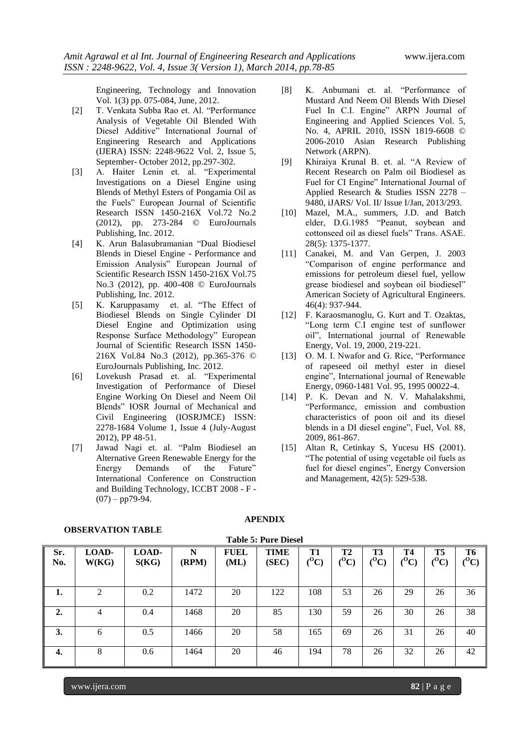Engineering, Technology and Innovation Vol. 1(3) pp. 075-084, June, 2012.

[2] T. Venkata Subba Rao et. Al. "Performance Analysis of Vegetable Oil Blended With Diesel Additive" International Journal of Engineering Research and Applications (IJERA) ISSN: 2248-9622 Vol. 2, Issue 5, September- October 2012, pp.297-302.

[3] A. Haiter Lenin et. al. "Experimental Investigations on a Diesel Engine using Blends of Methyl Esters of Pongamia Oil as the Fuels" European Journal of Scientific Research ISSN 1450-216X Vol.72 No.2 (2012), pp. 273-284 © EuroJournals Publishing, Inc. 2012.

[4] K. Arun Balasubramanian "Dual Biodiesel Blends in Diesel Engine - Performance and Emission Analysis" European Journal of Scientific Research ISSN 1450-216X Vol.75 No.3 (2012), pp. 400-408 © EuroJournals Publishing, Inc. 2012.

[5] K. Karuppasamy et. al. "The Effect of Biodiesel Blends on Single Cylinder DI Diesel Engine and Optimization using Response Surface Methodology" European Journal of Scientific Research ISSN 1450-216X Vol.84 No.3 (2012), pp.365-376 © EuroJournals Publishing, Inc. 2012.

[6] Lovekush Prasad et. al. "Experimental Investigation of Performance of Diesel Engine Working On Diesel and Neem Oil Blends" IOSR Journal of Mechanical and Civil Engineering (IOSRJMCE) ISSN: 2278-1684 Volume 1, Issue 4 (July-August 2012), PP 48-51.

[7] Jawad Nagi et. al. "Palm Biodiesel an Alternative Green Renewable Energy for the Energy Demands of the Future" International Conference on Construction and Building Technology, ICCBT 2008 - F - (07) – pp79-94.

[8] K. Anbumani et. al. "Performance of Mustard And Neem Oil Blends With Diesel Fuel In C.I. Engine" ARPN Journal of Engineering and Applied Sciences Vol. 5, No. 4, APRIL 2010, ISSN 1819-6608 © 2006-2010 Asian Research Publishing Network (ARPN).

[9] Khiraiya Krunal B. et. al. "A Review of Recent Research on Palm oil Biodiesel as Fuel for CI Engine" International Journal of Applied Research & Studies ISSN 2278 – 9480, iJARS/ Vol. II/ Issue I/Jan, 2013/293.

[10] Mazel, M.A., summers, J.D. and Batch elder, D.G.1985 "Peanut, soybean and cottonseed oil as diesel fuels" Trans. ASAE. 28(5): 1375-1377.

[11] Canakei, M. and Van Gerpen, J. 2003 "Comparison of engine performance and emissions for petroleum diesel fuel, yellow grease biodiesel and soybean oil biodiesel" American Society of Agricultural Engineers. 46(4): 937-944.

[12] F. Karaosmanoglu, G. Kurt and T. Ozaktas, "Long term C.I engine test of sunflower oil", International journal of Renewable Energy, Vol. 19, 2000, 219-221.

[13] O. M. I. Nwafor and G. Rice, "Performance of rapeseed oil methyl ester in diesel engine", International journal of Renewable Energy, 0960-1481 Vol. 95, 1995 00022-4.

[14] P. K. Devan and N. V. Mahalakshmi, "Performance, emission and combustion characteristics of poon oil and its diesel blends in a DI diesel engine", Fuel, Vol. 88, 2009, 861-867.

[15] Altan R, Cetinkay S, Yucesu HS (2001). "The potential of using vegetable oil fuels as fuel for diesel engines", Energy Conversion and Management, 42(5): 529-538.

## APENDIX

### OBSERVATION TABLE

**Table 5: Pure Diesel**

| Sr. No. | LOAD-W(KG) | LOAD-S(KG) | N (RPM) | FUEL (ML) | TIME (SEC) | T1 ($^{O}$C) | T2 ($^{O}$C) | T3 ($^{O}$C) | T4 ($^{O}$C) | T5 ($^{O}$C) | T6 ($^{O}$C) |
|---|---|---|---|---|---|---|---|---|---|---|---|
| 1. | 2 | 0.2 | 1472 | 20 | 122 | 108 | 53 | 26 | 29 | 26 | 36 |
| 2. | 4 | 0.4 | 1468 | 20 | 85 | 130 | 59 | 26 | 30 | 26 | 38 |
| 3. | 6 | 0.5 | 1466 | 20 | 58 | 165 | 69 | 26 | 31 | 26 | 40 |
| 4. | 8 | 0.6 | 1464 | 20 | 46 | 194 | 78 | 26 | 32 | 26 | 42 |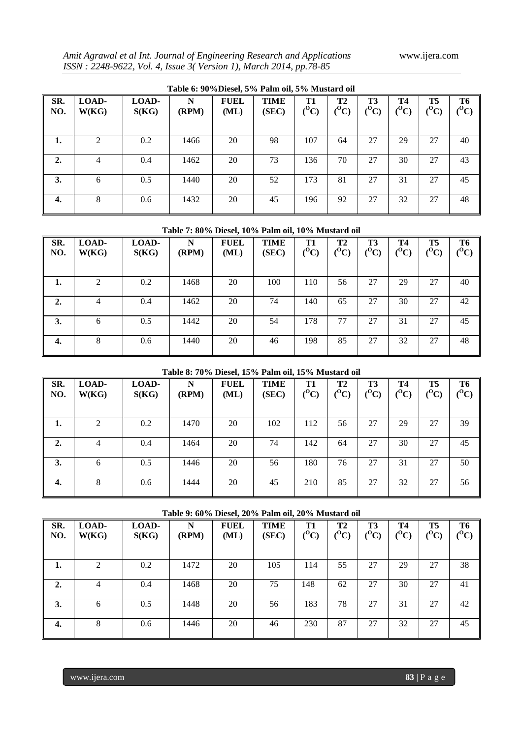**Table 6: 90%Diesel, 5% Palm oil, 5% Mustard oil**

| SR. NO. | LOAD-W(KG) | LOAD-S(KG) | N (RPM) | FUEL (ML) | TIME (SEC) | T1 ($^{O}$C) | T2 ($^{O}$C) | T3 ($^{O}$C) | T4 ($^{O}$C) | T5 ($^{O}$C) | T6 ($^{O}$C) |
|---|---|---|---|---|---|---|---|---|---|---|---|
| **1.** | 2 | 0.2 | 1466 | 20 | 98 | 107 | 64 | 27 | 29 | 27 | 40 |
| **2.** | 4 | 0.4 | 1462 | 20 | 73 | 136 | 70 | 27 | 30 | 27 | 43 |
| **3.** | 6 | 0.5 | 1440 | 20 | 52 | 173 | 81 | 27 | 31 | 27 | 45 |
| **4.** | 8 | 0.6 | 1432 | 20 | 45 | 196 | 92 | 27 | 32 | 27 | 48 |

**Table 7: 80% Diesel, 10% Palm oil, 10% Mustard oil**

| SR. NO. | LOAD-W(KG) | LOAD-S(KG) | N (RPM) | FUEL (ML) | TIME (SEC) | T1 ($^{O}$C) | T2 ($^{O}$C) | T3 ($^{O}$C) | T4 ($^{O}$C) | T5 ($^{O}$C) | T6 ($^{O}$C) |
|---|---|---|---|---|---|---|---|---|---|---|---|
| **1.** | 2 | 0.2 | 1468 | 20 | 100 | 110 | 56 | 27 | 29 | 27 | 40 |
| **2.** | 4 | 0.4 | 1462 | 20 | 74 | 140 | 65 | 27 | 30 | 27 | 42 |
| **3.** | 6 | 0.5 | 1442 | 20 | 54 | 178 | 77 | 27 | 31 | 27 | 45 |
| **4.** | 8 | 0.6 | 1440 | 20 | 46 | 198 | 85 | 27 | 32 | 27 | 48 |

**Table 8: 70% Diesel, 15% Palm oil, 15% Mustard oil**

| SR. NO. | LOAD-W(KG) | LOAD-S(KG) | N (RPM) | FUEL (ML) | TIME (SEC) | T1 ($^{O}$C) | T2 ($^{O}$C) | T3 ($^{O}$C) | T4 ($^{O}$C) | T5 ($^{O}$C) | T6 ($^{O}$C) |
|---|---|---|---|---|---|---|---|---|---|---|---|
| **1.** | 2 | 0.2 | 1470 | 20 | 102 | 112 | 56 | 27 | 29 | 27 | 39 |
| **2.** | 4 | 0.4 | 1464 | 20 | 74 | 142 | 64 | 27 | 30 | 27 | 45 |
| **3.** | 6 | 0.5 | 1446 | 20 | 56 | 180 | 76 | 27 | 31 | 27 | 50 |
| **4.** | 8 | 0.6 | 1444 | 20 | 45 | 210 | 85 | 27 | 32 | 27 | 56 |

**Table 9: 60% Diesel, 20% Palm oil, 20% Mustard oil**

| SR. NO. | LOAD-W(KG) | LOAD-S(KG) | N (RPM) | FUEL (ML) | TIME (SEC) | T1 ($^{O}$C) | T2 ($^{O}$C) | T3 ($^{O}$C) | T4 ($^{O}$C) | T5 ($^{O}$C) | T6 ($^{O}$C) |
|---|---|---|---|---|---|---|---|---|---|---|---|
| **1.** | 2 | 0.2 | 1472 | 20 | 105 | 114 | 55 | 27 | 29 | 27 | 38 |
| **2.** | 4 | 0.4 | 1468 | 20 | 75 | 148 | 62 | 27 | 30 | 27 | 41 |
| **3.** | 6 | 0.5 | 1448 | 20 | 56 | 183 | 78 | 27 | 31 | 27 | 42 |
| **4.** | 8 | 0.6 | 1446 | 20 | 46 | 230 | 87 | 27 | 32 | 27 | 45 |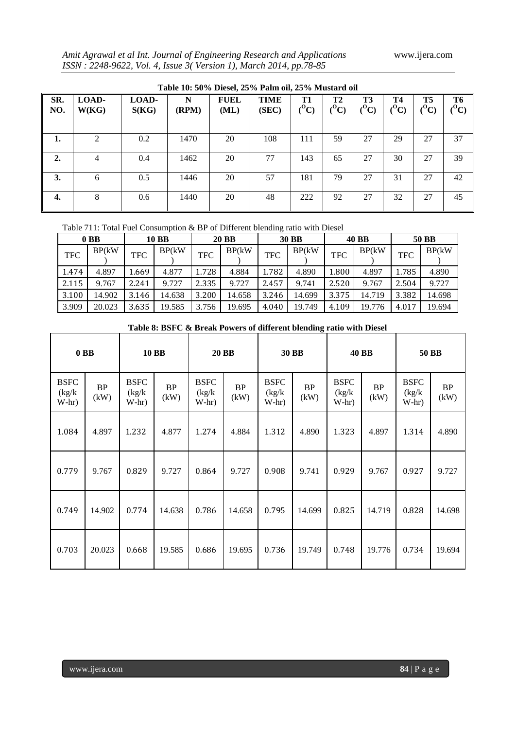**Table 10: 50% Diesel, 25% Palm oil, 25% Mustard oil**

| SR. NO. | LOAD-W(KG) | LOAD-S(KG) | N (RPM) | FUEL (ML) | TIME (SEC) | T1 ($^{O}$C) | T2 ($^{O}$C) | T3 ($^{O}$C) | T4 ($^{O}$C) | T5 ($^{O}$C) | T6 ($^{O}$C) |
|---|---|---|---|---|---|---|---|---|---|---|---|
| **1.** | 2 | 0.2 | 1470 | 20 | 108 | 111 | 59 | 27 | 29 | 27 | 37 |
| **2.** | 4 | 0.4 | 1462 | 20 | 77 | 143 | 65 | 27 | 30 | 27 | 39 |
| **3.** | 6 | 0.5 | 1446 | 20 | 57 | 181 | 79 | 27 | 31 | 27 | 42 |
| **4.** | 8 | 0.6 | 1440 | 20 | 48 | 222 | 92 | 27 | 32 | 27 | 45 |

Table 711: Total Fuel Consumption & BP of Different blending ratio with Diesel

| 0 BB | | 10 BB | | 20 BB | | 30 BB | | 40 BB | | 50 BB | |
|---|---|---|---|---|---|---|---|---|---|---|---|
| TFC | BP(kW) | TFC | BP(kW) | TFC | BP(kW) | TFC | BP(kW) | TFC | BP(kW) | TFC | BP(kW) |
| 1.474 | 4.897 | 1.669 | 4.877 | 1.728 | 4.884 | 1.782 | 4.890 | 1.800 | 4.897 | 1.785 | 4.890 |
| 2.115 | 9.767 | 2.241 | 9.727 | 2.335 | 9.727 | 2.457 | 9.741 | 2.520 | 9.767 | 2.504 | 9.727 |
| 3.100 | 14.902 | 3.146 | 14.638 | 3.200 | 14.658 | 3.246 | 14.699 | 3.375 | 14.719 | 3.382 | 14.698 |
| 3.909 | 20.023 | 3.635 | 19.585 | 3.756 | 19.695 | 4.040 | 19.749 | 4.109 | 19.776 | 4.017 | 19.694 |

**Table 8: BSFC & Break Powers of different blending ratio with Diesel**

| 0 BB | | 10 BB | | 20 BB | | 30 BB | | 40 BB | | 50 BB | |
|---|---|---|---|---|---|---|---|---|---|---|---|
| BSFC (kg/kW-hr) | BP (kW) | BSFC (kg/kW-hr) | BP (kW) | BSFC (kg/kW-hr) | BP (kW) | BSFC (kg/kW-hr) | BP (kW) | BSFC (kg/kW-hr) | BP (kW) | BSFC (kg/kW-hr) | BP (kW) |
| 1.084 | 4.897 | 1.232 | 4.877 | 1.274 | 4.884 | 1.312 | 4.890 | 1.323 | 4.897 | 1.314 | 4.890 |
| 0.779 | 9.767 | 0.829 | 9.727 | 0.864 | 9.727 | 0.908 | 9.741 | 0.929 | 9.767 | 0.927 | 9.727 |
| 0.749 | 14.902 | 0.774 | 14.638 | 0.786 | 14.658 | 0.795 | 14.699 | 0.825 | 14.719 | 0.828 | 14.698 |
| 0.703 | 20.023 | 0.668 | 19.585 | 0.686 | 19.695 | 0.736 | 19.749 | 0.748 | 19.776 | 0.734 | 19.694 |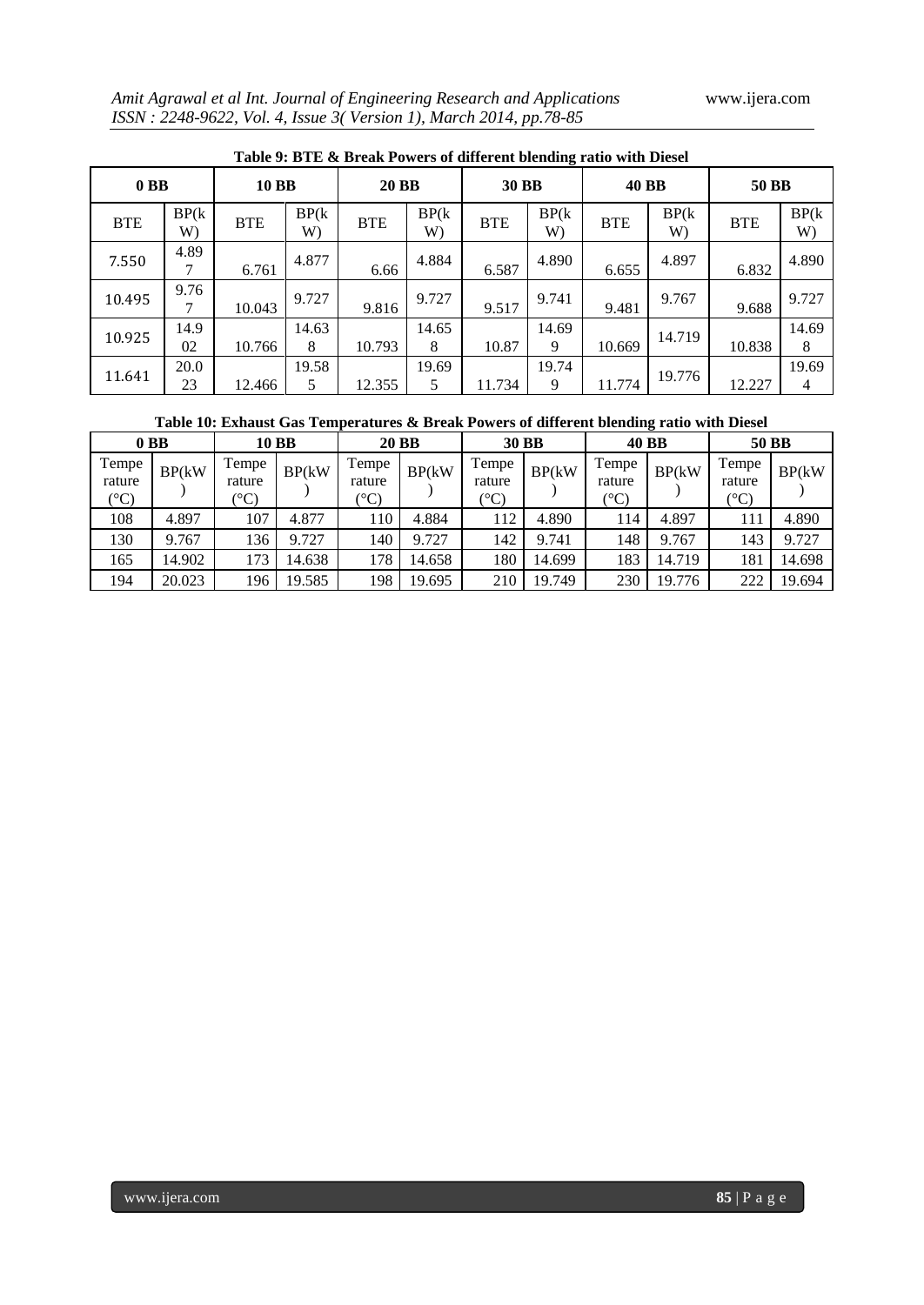**Table 9: BTE & Break Powers of different blending ratio with Diesel**

| 0 BB | | 10 BB | | 20 BB | | 30 BB | | 40 BB | | 50 BB | |
|---|---|---|---|---|---|---|---|---|---|---|---|
| BTE | BP(kW) | BTE | BP(kW) | BTE | BP(kW) | BTE | BP(kW) | BTE | BP(kW) | BTE | BP(kW) |
| 7.550 | 4.897 | 6.761 | 4.877 | 6.66 | 4.884 | 6.587 | 4.890 | 6.655 | 4.897 | 6.832 | 4.890 |
| 10.495 | 9.767 | 10.043 | 9.727 | 9.816 | 9.727 | 9.517 | 9.741 | 9.481 | 9.767 | 9.688 | 9.727 |
| 10.925 | 14.902 | 10.766 | 14.638 | 10.793 | 14.658 | 10.87 | 14.699 | 10.669 | 14.719 | 10.838 | 14.698 |
| 11.641 | 20.023 | 12.466 | 19.585 | 12.355 | 19.695 | 11.734 | 19.749 | 11.774 | 19.776 | 12.227 | 19.694 |

**Table 10: Exhaust Gas Temperatures & Break Powers of different blending ratio with Diesel**

| 0 BB | | 10 BB | | 20 BB | | 30 BB | | 40 BB | | 50 BB | |
|---|---|---|---|---|---|---|---|---|---|---|---|
| Temperature (°C) | BP(kW) | Temperature (°C) | BP(kW) | Temperature (°C) | BP(kW) | Temperature (°C) | BP(kW) | Temperature (°C) | BP(kW) | Temperature (°C) | BP(kW) |
| 108 | 4.897 | 107 | 4.877 | 110 | 4.884 | 112 | 4.890 | 114 | 4.897 | 111 | 4.890 |
| 130 | 9.767 | 136 | 9.727 | 140 | 9.727 | 142 | 9.741 | 148 | 9.767 | 143 | 9.727 |
| 165 | 14.902 | 173 | 14.638 | 178 | 14.658 | 180 | 14.699 | 183 | 14.719 | 181 | 14.698 |
| 194 | 20.023 | 196 | 19.585 | 198 | 19.695 | 210 | 19.749 | 230 | 19.776 | 222 | 19.694 |